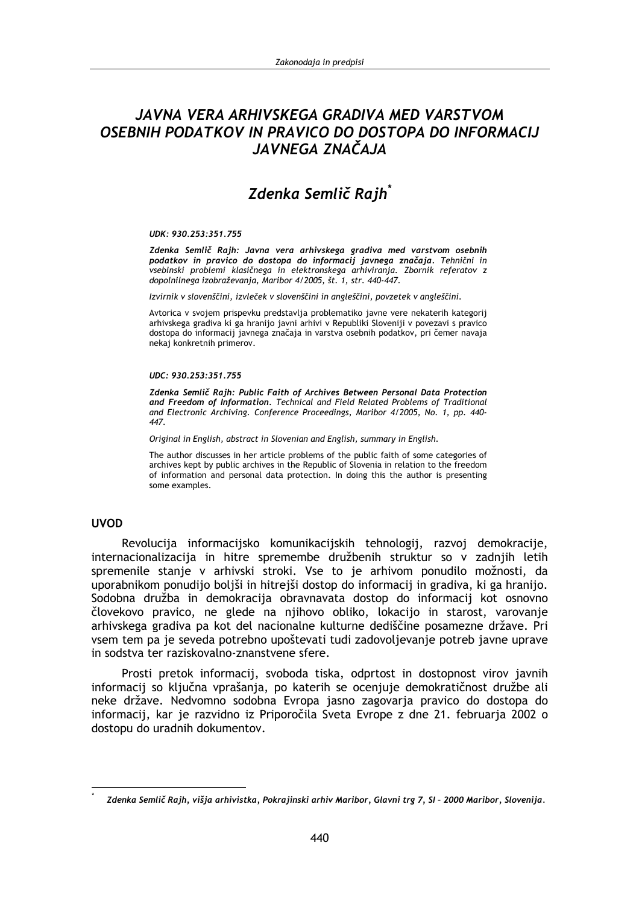# JAVNA VERA ARHIVSKEGA GRADIVA MED VARSTVOM OSEBNIH PODATKOV IN PRAVICO DO DOSTOPA DO INFORMACIJ JAVNEGA ZNAČAJA

## Zdenka Semlič Rajh*

*UDK: 930.253:351.755*

***Zdenka Semlič Rajh: Javna vera arhivskega gradiva med varstvom osebnih podatkov in pravico do dostopa do informacij javnega značaja**. Tehnični in vsebinski problemi klasičnega in elektronskega arhiviranja. Zbornik referatov z dopolnilnega izobraževanja, Maribor 4/2005, št. 1, str. 440-447.*

*Izvirnik v slovenščini, izvleček v slovenščini in angleščini, povzetek v angleščini.*

Avtorica v svojem prispevku predstavlja problematiko javne vere nekaterih kategorij arhivskega gradiva ki ga hranijo javni arhivi v Republiki Sloveniji v povezavi s pravico dostopa do informacij javnega značaja in varstva osebnih podatkov, pri čemer navaja nekaj konkretnih primerov.

*UDC: 930.253:351.755*

***Zdenka Semlič Rajh: Public Faith of Archives Between Personal Data Protection and Freedom of Information**. Technical and Field Related Problems of Traditional and Electronic Archiving. Conference Proceedings, Maribor 4/2005, No. 1, pp. 440-447.*

*Original in English, abstract in Slovenian and English, summary in English.*

The author discusses in her article problems of the public faith of some categories of archives kept by public archives in the Republic of Slovenia in relation to the freedom of information and personal data protection. In doing this the author is presenting some examples.

### UVOD

Revolucija informacijsko komunikacijskih tehnologij, razvoj demokracije, internacionalizacija in hitre spremembe družbenih struktur so v zadnjih letih spremenile stanje v arhivski stroki. Vse to je arhivom ponudilo možnosti, da uporabnikom ponudijo boljši in hitrejši dostop do informacij in gradiva, ki ga hranijo. Sodobna družba in demokracija obravnavata dostop do informacij kot osnovno človekovo pravico, ne glede na njihovo obliko, lokacijo in starost, varovanje arhivskega gradiva pa kot del nacionalne kulturne dediščine posamezne države. Pri vsem tem pa je seveda potrebno upoštevati tudi zadovoljevanje potreb javne uprave in sodstva ter raziskovalno-znanstvene sfere.

Prosti pretok informacij, svoboda tiska, odprtost in dostopnost virov javnih informacij so ključna vprašanja, po katerih se ocenjuje demokratičnost družbe ali neke države. Nedvomno sodobna Evropa jasno zagovarja pravico do dostopa do informacij, kar je razvidno iz Priporočila Sveta Evrope z dne 21. februarja 2002 o dostopu do uradnih dokumentov.

---

\* *Zdenka Semlič Rajh, višja arhivistka, Pokrajinski arhiv Maribor, Glavni trg 7, SI – 2000 Maribor, Slovenija.*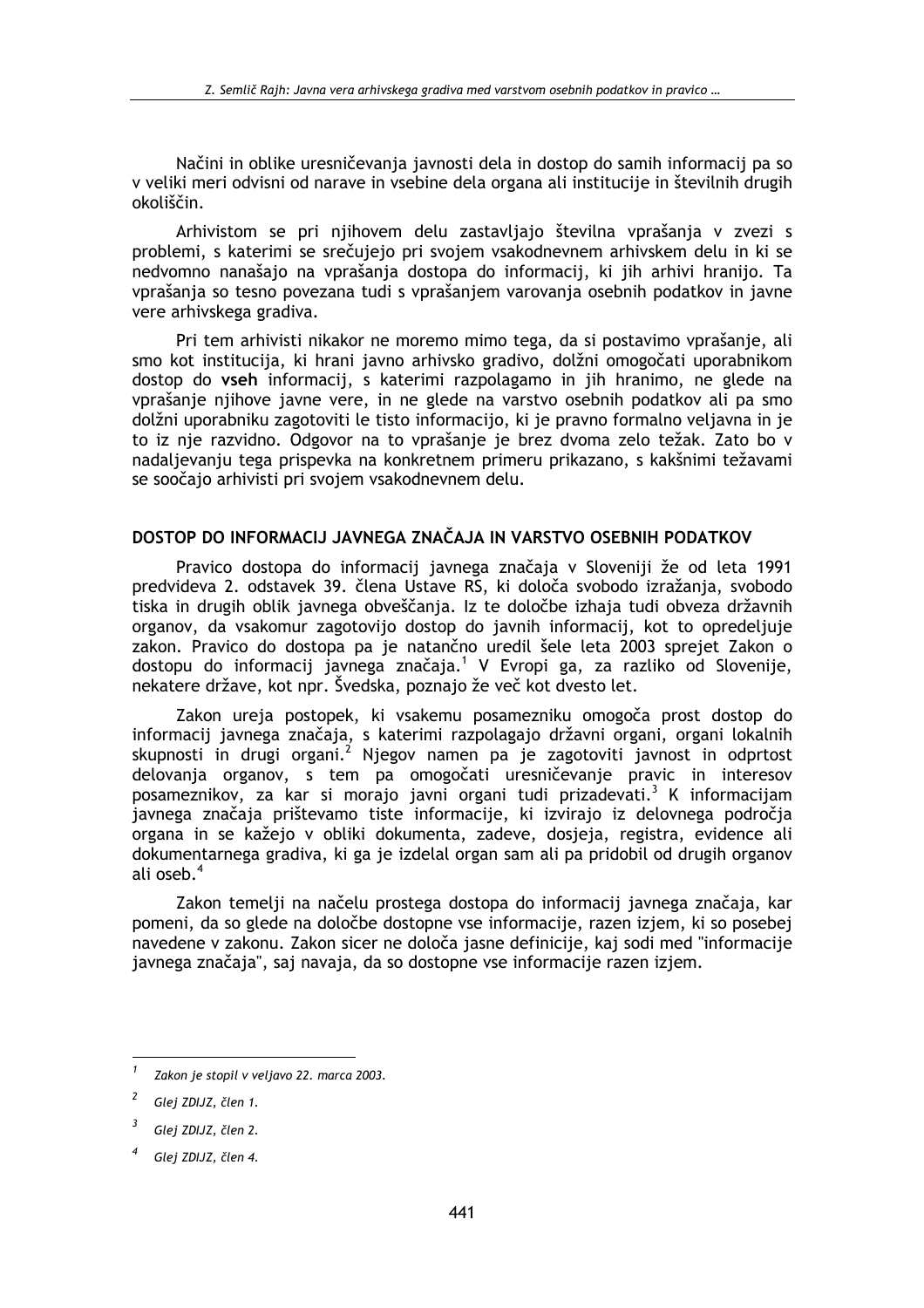Načini in oblike uresničevanja javnosti dela in dostop do samih informacij pa so v veliki meri odvisni od narave in vsebine dela organa ali institucije in številnih drugih okoliščin.

Arhivistom se pri njihovem delu zastavljajo številna vprašanja v zvezi s problemi, s katerimi se srečujejo pri svojem vsakodnevnem arhivskem delu in ki se nedvomno nanašajo na vprašanja dostopa do informacij, ki jih arhivi hranijo. Ta vprašanja so tesno povezana tudi s vprašanjem varovanja osebnih podatkov in javne vere arhivskega gradiva.

Pri tem arhivisti nikakor ne moremo mimo tega, da si postavimo vprašanje, ali smo kot institucija, ki hrani javno arhivsko gradivo, dolžni omogočati uporabnikom dostop do **vseh** informacij, s katerimi razpolagamo in jih hranimo, ne glede na vprašanje njihove javne vere, in ne glede na varstvo osebnih podatkov ali pa smo dolžni uporabniku zagotoviti le tisto informacijo, ki je pravno formalno veljavna in je to iz nje razvidno. Odgovor na to vprašanje je brez dvoma zelo težak. Zato bo v nadaljevanju tega prispevka na konkretnem primeru prikazano, s kakšnimi težavami se soočajo arhivisti pri svojem vsakodnevnem delu.

## DOSTOP DO INFORMACIJ JAVNEGA ZNAČAJA IN VARSTVO OSEBNIH PODATKOV

Pravico dostopa do informacij javnega značaja v Sloveniji že od leta 1991 predvideva 2. odstavek 39. člena Ustave RS, ki določa svobodo izražanja, svobodo tiska in drugih oblik javnega obveščanja. Iz te določbe izhaja tudi obveza državnih organov, da vsakomur zagotovijo dostop do javnih informacij, kot to opredeljuje zakon. Pravico do dostopa pa je natančno uredil šele leta 2003 sprejet Zakon o dostopu do informacij javnega značaja.[1] V Evropi ga, za razliko od Slovenije, nekatere države, kot npr. Švedska, poznajo že več kot dvesto let.

Zakon ureja postopek, ki vsakemu posamezniku omogoča prost dostop do informacij javnega značaja, s katerimi razpolagajo državni organi, organi lokalnih skupnosti in drugi organi.[2] Njegov namen pa je zagotoviti javnost in odprtost delovanja organov, s tem pa omogočati uresničevanje pravic in interesov posameznikov, za kar si morajo javni organi tudi prizadevati.[3] K informacijam javnega značaja prištevamo tiste informacije, ki izvirajo iz delovnega področja organa in se kažejo v obliki dokumenta, zadeve, dosjeja, registra, evidence ali dokumentarnega gradiva, ki ga je izdelal organ sam ali pa pridobil od drugih organov ali oseb.[4]

Zakon temelji na načelu prostega dostopa do informacij javnega značaja, kar pomeni, da so glede na določbe dostopne vse informacije, razen izjem, ki so posebej navedene v zakonu. Zakon sicer ne določa jasne definicije, kaj sodi med "informacije javnega značaja", saj navaja, da so dostopne vse informacije razen izjem.

---

[1] *Zakon je stopil v veljavo 22. marca 2003.*

[2] *Glej ZDIJZ, člen 1.*

[3] *Glej ZDIJZ, člen 2.*

[4] *Glej ZDIJZ, člen 4.*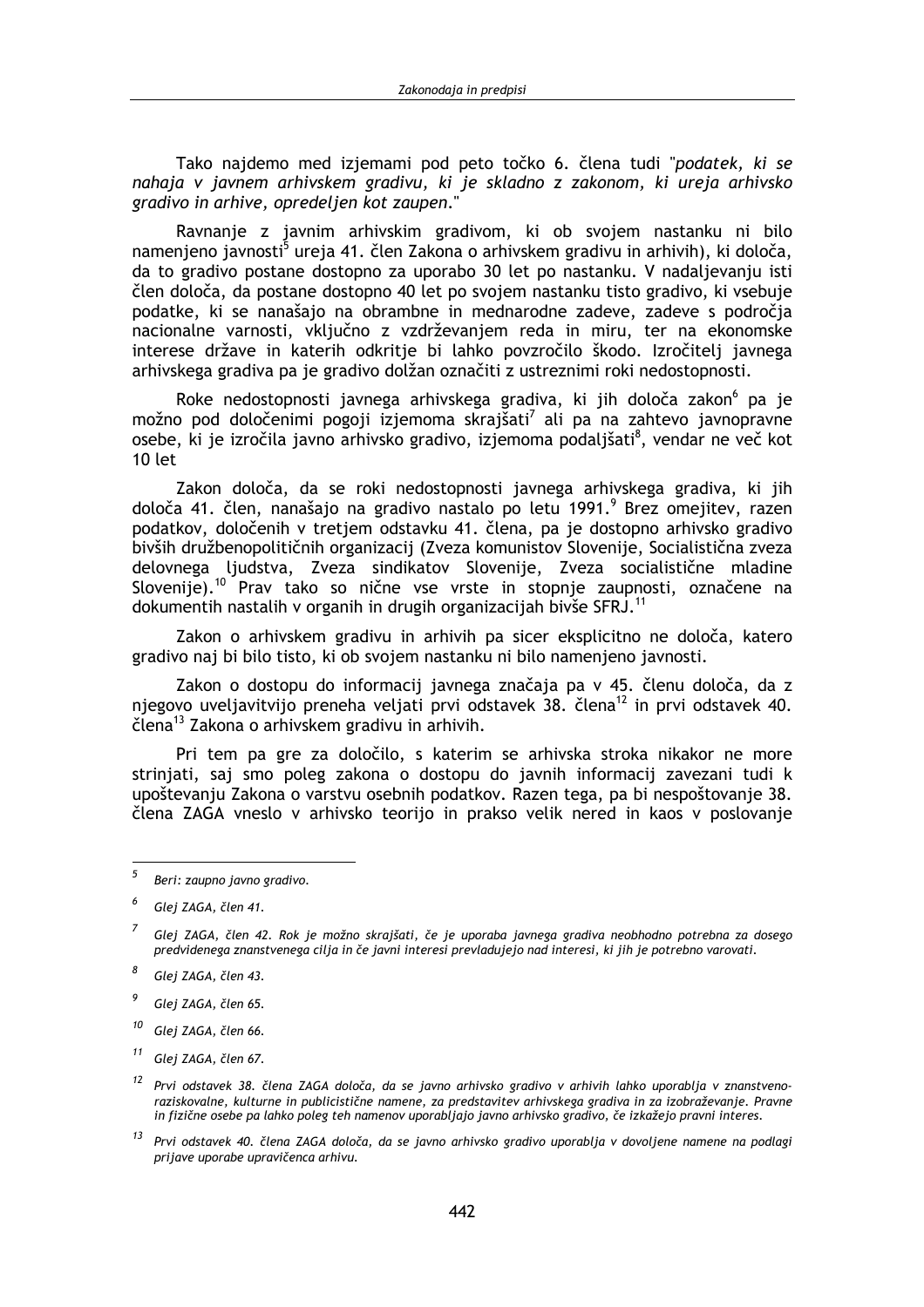Tako najdemo med izjemami pod peto točko 6. člena tudi "*podatek, ki se nahaja v javnem arhivskem gradivu, ki je skladno z zakonom, ki ureja arhivsko gradivo in arhive, opredeljen kot zaupen.*"

Ravnanje z javnim arhivskim gradivom, ki ob svojem nastanku ni bilo namenjeno javnosti[5] ureja 41. člen Zakona o arhivskem gradivu in arhivih), ki določa, da to gradivo postane dostopno za uporabo 30 let po nastanku. V nadaljevanju isti člen določa, da postane dostopno 40 let po svojem nastanku tisto gradivo, ki vsebuje podatke, ki se nanašajo na obrambne in mednarodne zadeve, zadeve s področja nacionalne varnosti, vključno z vzdrževanjem reda in miru, ter na ekonomske interese države in katerih odkritje bi lahko povzročilo škodo. Izročitelj javnega arhivskega gradiva pa je gradivo dolžan označiti z ustreznimi roki nedostopnosti.

Roke nedostopnosti javnega arhivskega gradiva, ki jih določa zakon[6] pa je možno pod določenimi pogoji izjemoma skrajšati[7] ali pa na zahtevo javnopravne osebe, ki je izročila javno arhivsko gradivo, izjemoma podaljšati[8], vendar ne več kot 10 let

Zakon določa, da se roki nedostopnosti javnega arhivskega gradiva, ki jih določa 41. člen, nanašajo na gradivo nastalo po letu 1991.[9] Brez omejitev, razen podatkov, določenih v tretjem odstavku 41. člena, pa je dostopno arhivsko gradivo bivših družbenopolitičnih organizacij (Zveza komunistov Slovenije, Socialistična zveza delovnega ljudstva, Zveza sindikatov Slovenije, Zveza socialistične mladine Slovenije).[10] Prav tako so nične vse vrste in stopnje zaupnosti, označene na dokumentih nastalih v organih in drugih organizacijah bivše SFRJ.[11]

Zakon o arhivskem gradivu in arhivih pa sicer eksplicitno ne določa, katero gradivo naj bi bilo tisto, ki ob svojem nastanku ni bilo namenjeno javnosti.

Zakon o dostopu do informacij javnega značaja pa v 45. členu določa, da z njegovo uveljavitvijo preneha veljati prvi odstavek 38. člena[12] in prvi odstavek 40. člena[13] Zakona o arhivskem gradivu in arhivih.

Pri tem pa gre za določilo, s katerim se arhivska stroka nikakor ne more strinjati, saj smo poleg zakona o dostopu do javnih informacij zavezani tudi k upoštevanju Zakona o varstvu osebnih podatkov. Razen tega, pa bi nespoštovanje 38. člena ZAGA vneslo v arhivsko teorijo in prakso velik nered in kaos v poslovanje

---

[5] *Beri: zaupno javno gradivo.*

[6] *Glej ZAGA, člen 41.*

[7] *Glej ZAGA, člen 42. Rok je možno skrajšati, če je uporaba javnega gradiva neobhodno potrebna za dosego predvidenega znanstvenega cilja in če javni interesi prevladujejo nad interesi, ki jih je potrebno varovati.*

[8] *Glej ZAGA, člen 43.*

[9] *Glej ZAGA, člen 65.*

[10] *Glej ZAGA, člen 66.*

[11] *Glej ZAGA, člen 67.*

[12] *Prvi odstavek 38. člena ZAGA določa, da se javno arhivsko gradivo v arhivih lahko uporablja v znanstveno-raziskovalne, kulturne in publicistične namene, za predstavitev arhivskega gradiva in za izobraževanje. Pravne in fizične osebe pa lahko poleg teh namenov uporabljajo javno arhivsko gradivo, če izkažejo pravni interes.*

[13] *Prvi odstavek 40. člena ZAGA določa, da se javno arhivsko gradivo uporablja v dovoljene namene na podlagi prijave uporabe upravičenca arhivu.*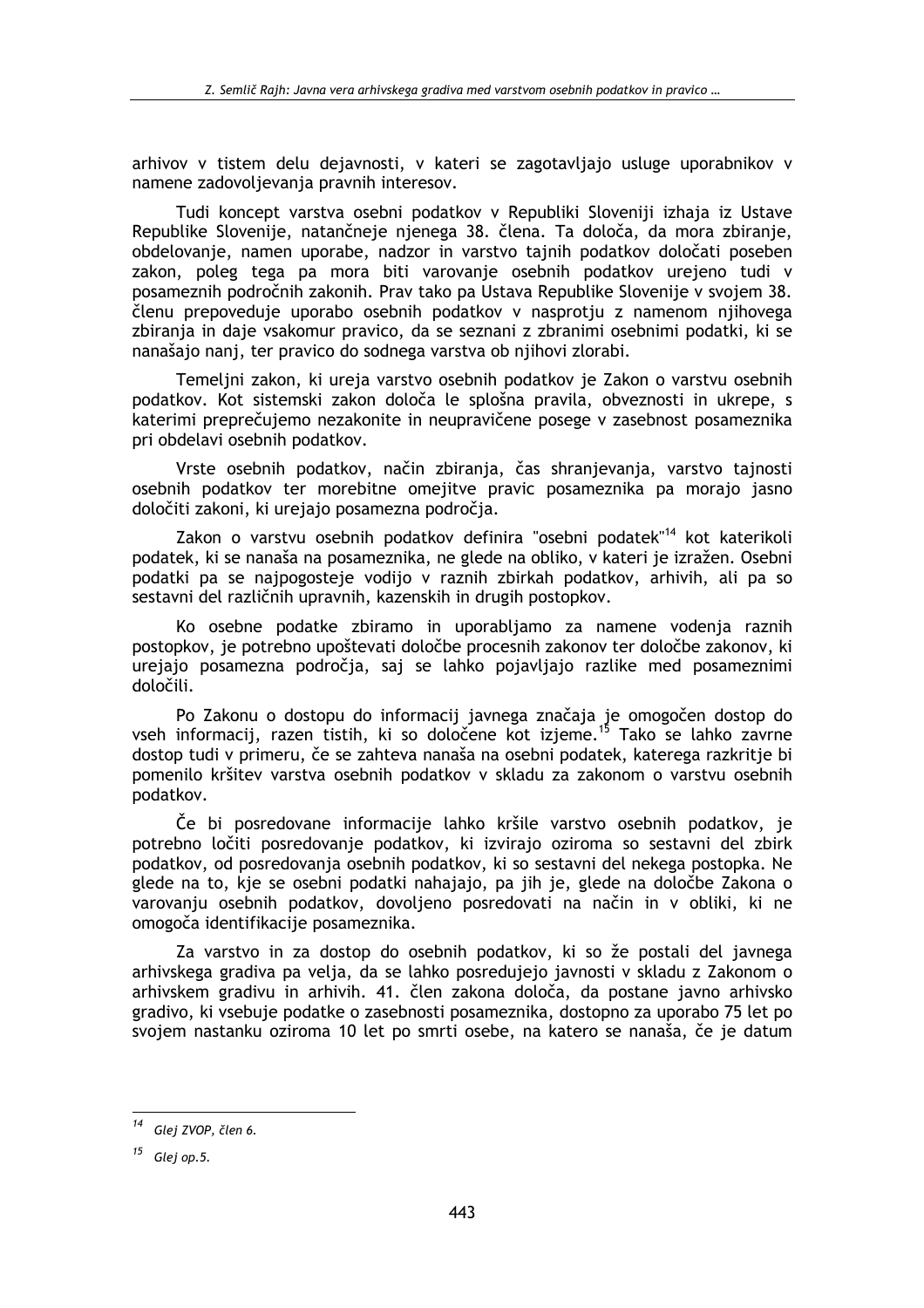arhivov v tistem delu dejavnosti, v kateri se zagotavljajo usluge uporabnikov v namene zadovoljevanja pravnih interesov.

Tudi koncept varstva osebni podatkov v Republiki Sloveniji izhaja iz Ustave Republike Slovenije, natančneje njenega 38. člena. Ta določa, da mora zbiranje, obdelovanje, namen uporabe, nadzor in varstvo tajnih podatkov določati poseben zakon, poleg tega pa mora biti varovanje osebnih podatkov urejeno tudi v posameznih področnih zakonih. Prav tako pa Ustava Republike Slovenije v svojem 38. členu prepoveduje uporabo osebnih podatkov v nasprotju z namenom njihovega zbiranja in daje vsakomur pravico, da se seznani z zbranimi osebnimi podatki, ki se nanašajo nanj, ter pravico do sodnega varstva ob njihovi zlorabi.

Temeljni zakon, ki ureja varstvo osebnih podatkov je Zakon o varstvu osebnih podatkov. Kot sistemski zakon določa le splošna pravila, obveznosti in ukrepe, s katerimi preprečujemo nezakonite in neupravičene posege v zasebnost posameznika pri obdelavi osebnih podatkov.

Vrste osebnih podatkov, način zbiranja, čas shranjevanja, varstvo tajnosti osebnih podatkov ter morebitne omejitve pravic posameznika pa morajo jasno določiti zakoni, ki urejajo posamezna področja.

Zakon o varstvu osebnih podatkov definira "osebni podatek"[14] kot katerikoli podatek, ki se nanaša na posameznika, ne glede na obliko, v kateri je izražen. Osebni podatki pa se najpogosteje vodijo v raznih zbirkah podatkov, arhivih, ali pa so sestavni del različnih upravnih, kazenskih in drugih postopkov.

Ko osebne podatke zbiramo in uporabljamo za namene vodenja raznih postopkov, je potrebno upoštevati določbe procesnih zakonov ter določbe zakonov, ki urejajo posamezna področja, saj se lahko pojavljajo razlike med posameznimi določili.

Po Zakonu o dostopu do informacij javnega značaja je omogočen dostop do vseh informacij, razen tistih, ki so določene kot izjeme.[15] Tako se lahko zavrne dostop tudi v primeru, če se zahteva nanaša na osebni podatek, katerega razkritje bi pomenilo kršitev varstva osebnih podatkov v skladu za zakonom o varstvu osebnih podatkov.

Če bi posredovane informacije lahko kršile varstvo osebnih podatkov, je potrebno ločiti posredovanje podatkov, ki izvirajo oziroma so sestavni del zbirk podatkov, od posredovanja osebnih podatkov, ki so sestavni del nekega postopka. Ne glede na to, kje se osebni podatki nahajajo, pa jih je, glede na določbe Zakona o varovanju osebnih podatkov, dovoljeno posredovati na način in v obliki, ki ne omogoča identifikacije posameznika.

Za varstvo in za dostop do osebnih podatkov, ki so že postali del javnega arhivskega gradiva pa velja, da se lahko posredujejo javnosti v skladu z Zakonom o arhivskem gradivu in arhivih. 41. člen zakona določa, da postane javno arhivsko gradivo, ki vsebuje podatke o zasebnosti posameznika, dostopno za uporabo 75 let po svojem nastanku oziroma 10 let po smrti osebe, na katero se nanaša, če je datum

---

[14] *Glej ZVOP, člen 6.*

[15] *Glej op.5.*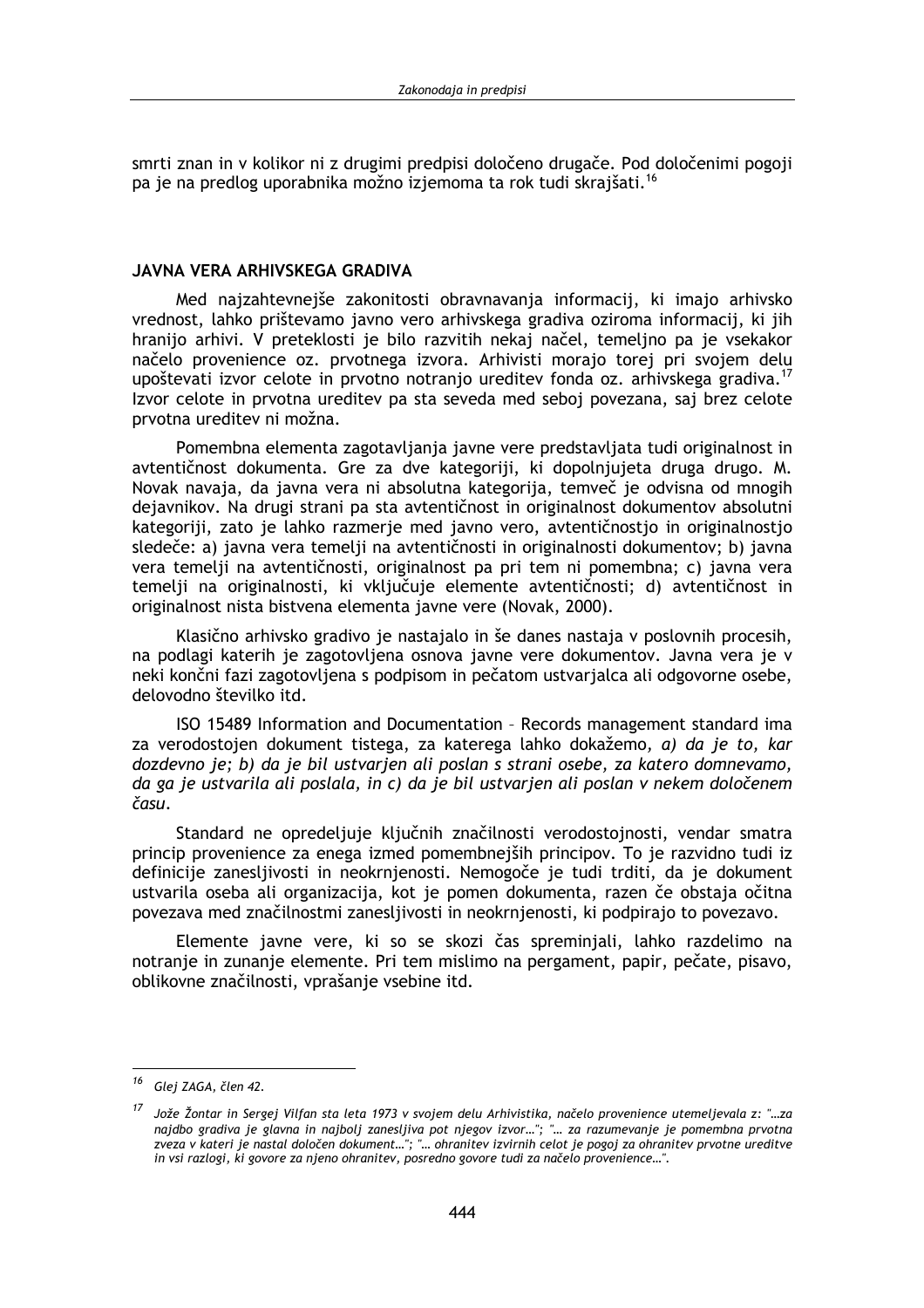smrti znan in v kolikor ni z drugimi predpisi določeno drugače. Pod določenimi pogoji pa je na predlog uporabnika možno izjemoma ta rok tudi skrajšati.[16]

## JAVNA VERA ARHIVSKEGA GRADIVA

Med najzahtevnejše zakonitosti obravnavanja informacij, ki imajo arhivsko vrednost, lahko prištevamo javno vero arhivskega gradiva oziroma informacij, ki jih hranijo arhivi. V preteklosti je bilo razvitih nekaj načel, temeljno pa je vsekakor načelo provenience oz. prvotnega izvora. Arhivisti morajo torej pri svojem delu upoštevati izvor celote in prvotno notranjo ureditev fonda oz. arhivskega gradiva.[17] Izvor celote in prvotna ureditev pa sta seveda med seboj povezana, saj brez celote prvotna ureditev ni možna.

Pomembna elementa zagotavljanja javne vere predstavljata tudi originalnost in avtentičnost dokumenta. Gre za dve kategoriji, ki dopolnjujeta druga drugo. M. Novak navaja, da javna vera ni absolutna kategorija, temveč je odvisna od mnogih dejavnikov. Na drugi strani pa sta avtentičnost in originalnost dokumentov absolutni kategoriji, zato je lahko razmerje med javno vero, avtentičnostjo in originalnostjo sledeče: a) javna vera temelji na avtentičnosti in originalnosti dokumentov; b) javna vera temelji na avtentičnosti, originalnost pa pri tem ni pomembna; c) javna vera temelji na originalnosti, ki vključuje elemente avtentičnosti; d) avtentičnost in originalnost nista bistvena elementa javne vere (Novak, 2000).

Klasično arhivsko gradivo je nastajalo in še danes nastaja v poslovnih procesih, na podlagi katerih je zagotovljena osnova javne vere dokumentov. Javna vera je v neki končni fazi zagotovljena s podpisom in pečatom ustvarjalca ali odgovorne osebe, delovodno številko itd.

ISO 15489 Information and Documentation – Records management standard ima za verodostojen dokument tistega, za katerega lahko dokažemo, *a) da je to, kar dozdevno je; b) da je bil ustvarjen ali poslan s strani osebe, za katero domnevamo, da ga je ustvarila ali poslala, in c) da je bil ustvarjen ali poslan v nekem določenem času*.

Standard ne opredeljuje ključnih značilnosti verodostojnosti, vendar smatra princip provenience za enega izmed pomembnejših principov. To je razvidno tudi iz definicije zanesljivosti in neokrnjenosti. Nemogoče je tudi trditi, da je dokument ustvarila oseba ali organizacija, kot je pomen dokumenta, razen če obstaja očitna povezava med značilnostmi zanesljivosti in neokrnjenosti, ki podpirajo to povezavo.

Elemente javne vere, ki so se skozi čas spreminjali, lahko razdelimo na notranje in zunanje elemente. Pri tem mislimo na pergament, papir, pečate, pisavo, oblikovne značilnosti, vprašanje vsebine itd.

---

[16] *Glej ZAGA, člen 42.*

[17] *Jože Žontar in Sergej Vilfan sta leta 1973 v svojem delu Arhivistika, načelo provenience utemeljevala z: "…za najdbo gradiva je glavna in najbolj zanesljiva pot njegov izvor…"; "… za razumevanje je pomembna prvotna zveza v kateri je nastal določen dokument…"; "… ohranitev izvirnih celot je pogoj za ohranitev prvotne ureditve in vsi razlogi, ki govore za njeno ohranitev, posredno govore tudi za načelo provenience…".*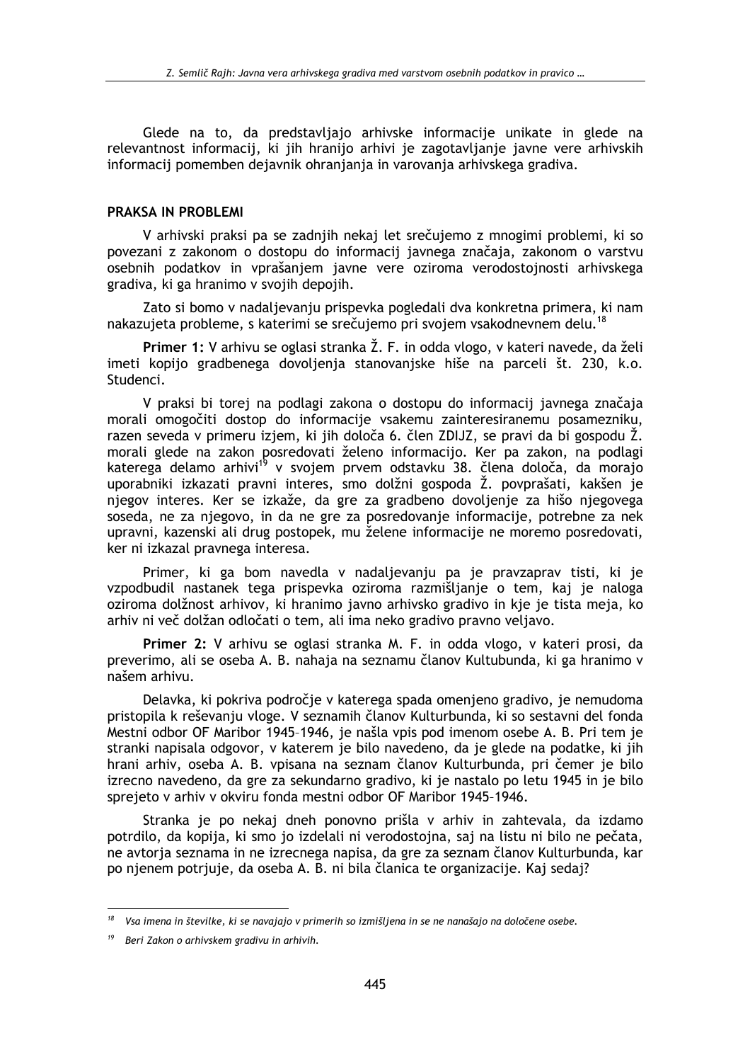Glede na to, da predstavljajo arhivske informacije unikate in glede na relevantnost informacij, ki jih hranijo arhivi je zagotavljanje javne vere arhivskih informacij pomemben dejavnik ohranjanja in varovanja arhivskega gradiva.

## PRAKSA IN PROBLEMI

V arhivski praksi pa se zadnjih nekaj let srečujemo z mnogimi problemi, ki so povezani z zakonom o dostopu do informacij javnega značaja, zakonom o varstvu osebnih podatkov in vprašanjem javne vere oziroma verodostojnosti arhivskega gradiva, ki ga hranimo v svojih depojih.

Zato si bomo v nadaljevanju prispevka pogledali dva konkretna primera, ki nam nakazujeta probleme, s katerimi se srečujemo pri svojem vsakodnevnem delu.[18]

**Primer 1:** V arhivu se oglasi stranka Ž. F. in odda vlogo, v kateri navede, da želi imeti kopijo gradbenega dovoljenja stanovanjske hiše na parceli št. 230, k.o. Studenci.

V praksi bi torej na podlagi zakona o dostopu do informacij javnega značaja morali omogočiti dostop do informacije vsakemu zainteresiranemu posamezniku, razen seveda v primeru izjem, ki jih določa 6. člen ZDIJZ, se pravi da bi gospodu Ž. morali glede na zakon posredovati želeno informacijo. Ker pa zakon, na podlagi katerega delamo arhivi[19] v svojem prvem odstavku 38. člena določa, da morajo uporabniki izkazati pravni interes, smo dolžni gospoda Ž. povpraševati, kakšen je njegov interes. Ker se izkaže, da gre za gradbeno dovoljenje za hišo njegovega soseda, ne za njegovo, in da ne gre za posredovanje informacije, potrebne za nek upravni, kazenski ali drug postopek, mu želene informacije ne moremo posredovati, ker ni izkazal pravnega interesa.

Primer, ki ga bom navedla v nadaljevanju pa je pravzaprav tisti, ki je vzpodbudil nastanek tega prispevka oziroma razmišljanje o tem, kaj je naloga oziroma dolžnost arhivov, ki hranimo javno arhivsko gradivo in kje je tista meja, ko arhiv ni več dolžan odločati o tem, ali ima neko gradivo pravno veljavo.

**Primer 2:** V arhivu se oglasi stranka M. F. in odda vlogo, v kateri prosi, da preverimo, ali se oseba A. B. nahaja na seznamu članov Kultubunda, ki ga hranimo v našem arhivu.

Delavka, ki pokriva področje v katerega spada omenjeno gradivo, je nemudoma pristopila k reševanju vloge. V seznamih članov Kulturbunda, ki so sestavni del fonda Mestni odbor OF Maribor 1945–1946, je našla vpis pod imenom osebe A. B. Pri tem je stranki napisala odgovor, v katerem je bilo navedeno, da je glede na podatke, ki jih hrani arhiv, oseba A. B. vpisana na seznam članov Kulturbunda, pri čemer je bilo izrecno navedeno, da gre za sekundarno gradivo, ki je nastalo po letu 1945 in je bilo sprejeto v arhiv v okviru fonda mestni odbor OF Maribor 1945–1946.

Stranka je po nekaj dneh ponovno prišla v arhiv in zahtevala, da izdamo potrdilo, da kopija, ki smo jo izdelali ni verodostojna, saj na listu ni bilo ne pečata, ne avtorja seznama in ne izrecnega napisa, da gre za seznam članov Kulturbunda, kar po njenem potrjuje, da oseba A. B. ni bila članica te organizacije. Kaj sedaj?

---

[18] *Vsa imena in številke, ki se navajajo v primerih so izmišljena in se ne nanašajo na določene osebe.*

[19] *Beri Zakon o arhivskem gradivu in arhivih.*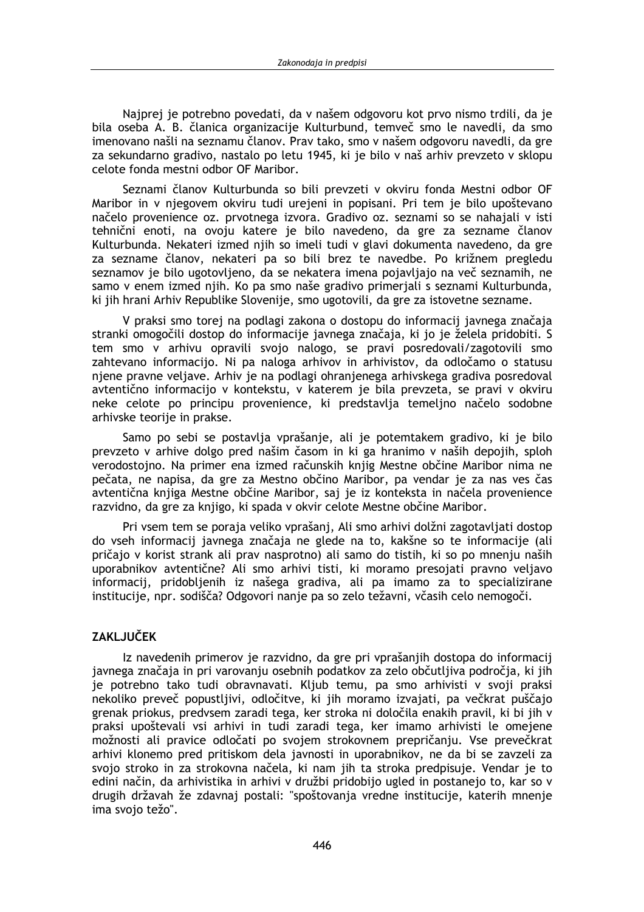Najprej je potrebno povedati, da v našem odgovoru kot prvo nismo trdili, da je bila oseba A. B. članica organizacije Kulturbund, temveč smo le navedli, da smo imenovano našli na seznamu članov. Prav tako, smo v našem odgovoru navedli, da gre za sekundarno gradivo, nastalo po letu 1945, ki je bilo v naš arhiv prevzeto v sklopu celote fonda mestni odbor OF Maribor.

Seznami članov Kulturbunda so bili prevzeti v okviru fonda Mestni odbor OF Maribor in v njegovem okviru tudi urejeni in popisani. Pri tem je bilo upoštevano načelo provenience oz. prvotnega izvora. Gradivo oz. seznami so se nahajali v isti tehnični enoti, na ovoju katere je bilo navedeno, da gre za sezname članov Kulturbunda. Nekateri izmed njih so imeli tudi v glavi dokumenta navedeno, da gre za sezname članov, nekateri pa so bili brez te navedbe. Po križnem pregledu seznamov je bilo ugotovljeno, da se nekatera imena pojavljajo na več seznamih, ne samo v enem izmed njih. Ko pa smo naše gradivo primerjali s seznami Kulturbunda, ki jih hrani Arhiv Republike Slovenije, smo ugotovili, da gre za istovetne sezname.

V praksi smo torej na podlagi zakona o dostopu do informacij javnega značaja stranki omogočili dostop do informacije javnega značaja, ki jo je želela pridobiti. S tem smo v arhivu opravili svojo nalogo, se pravi posredovali/zagotovili smo zahtevano informacijo. Ni pa naloga arhivov in arhivistov, da odločamo o statusu njene pravne veljave. Arhiv je na podlagi ohranjenega arhivskega gradiva posredoval avtentično informacijo v kontekstu, v katerem je bila prevzeta, se pravi v okviru neke celote po principu provenience, ki predstavlja temeljno načelo sodobne arhivske teorije in prakse.

Samo po sebi se postavlja vprašanje, ali je potemtakem gradivo, ki je bilo prevzeto v arhive dolgo pred našim časom in ki ga hranimo v naših depojih, sploh verodostojno. Na primer ena izmed računskih knjig Mestne občine Maribor nima ne pečata, ne napisa, da gre za Mestno občino Maribor, pa vendar je za nas ves čas avtentična knjiga Mestne občine Maribor, saj je iz konteksta in načela provenience razvidno, da gre za knjigo, ki spada v okvir celote Mestne občine Maribor.

Pri vsem tem se poraja veliko vprašanj, Ali smo arhivi dolžni zagotavljati dostop do vseh informacij javnega značaja ne glede na to, kakšne so te informacije (ali pričajo v korist strank ali prav nasprotno) ali samo do tistih, ki so po mnenju naših uporabnikov avtentične? Ali smo arhivi tisti, ki moramo presojati pravno veljavo informacij, pridobljenih iz našega gradiva, ali pa imamo za to specializirane institucije, npr. sodišča? Odgovori nanje pa so zelo težavni, včasih celo nemogoči.

## ZAKLJUČEK

Iz navedenih primerov je razvidno, da gre pri vprašanjih dostopa do informacij javnega značaja in pri varovanju osebnih podatkov za zelo občutljiva področja, ki jih je potrebno tako tudi obravnavati. Kljub temu, pa smo arhivisti v svoji praksi nekoliko preveč popustljivi, odločitve, ki jih moramo izvajati, pa večkrat puščajo grenak priokus, predvsem zaradi tega, ker stroka ni določila enakih pravil, ki bi jih v praksi upoštevali vsi arhivi in tudi zaradi tega, ker imamo arhivisti le omejene možnosti ali pravice odločati po svojem strokovnem prepričanju. Vse prevečkrat arhivi klonemo pred pritiskom dela javnosti in uporabnikov, ne da bi se zavzeli za svojo stroko in za strokovna načela, ki nam jih ta stroka predpisuje. Vendar je to edini način, da arhivistika in arhivi v družbi pridobijo ugled in postanejo to, kar so v drugih državah že zdavnaj postali: "spoštovanja vredne institucije, katerih mnenje ima svojo težo".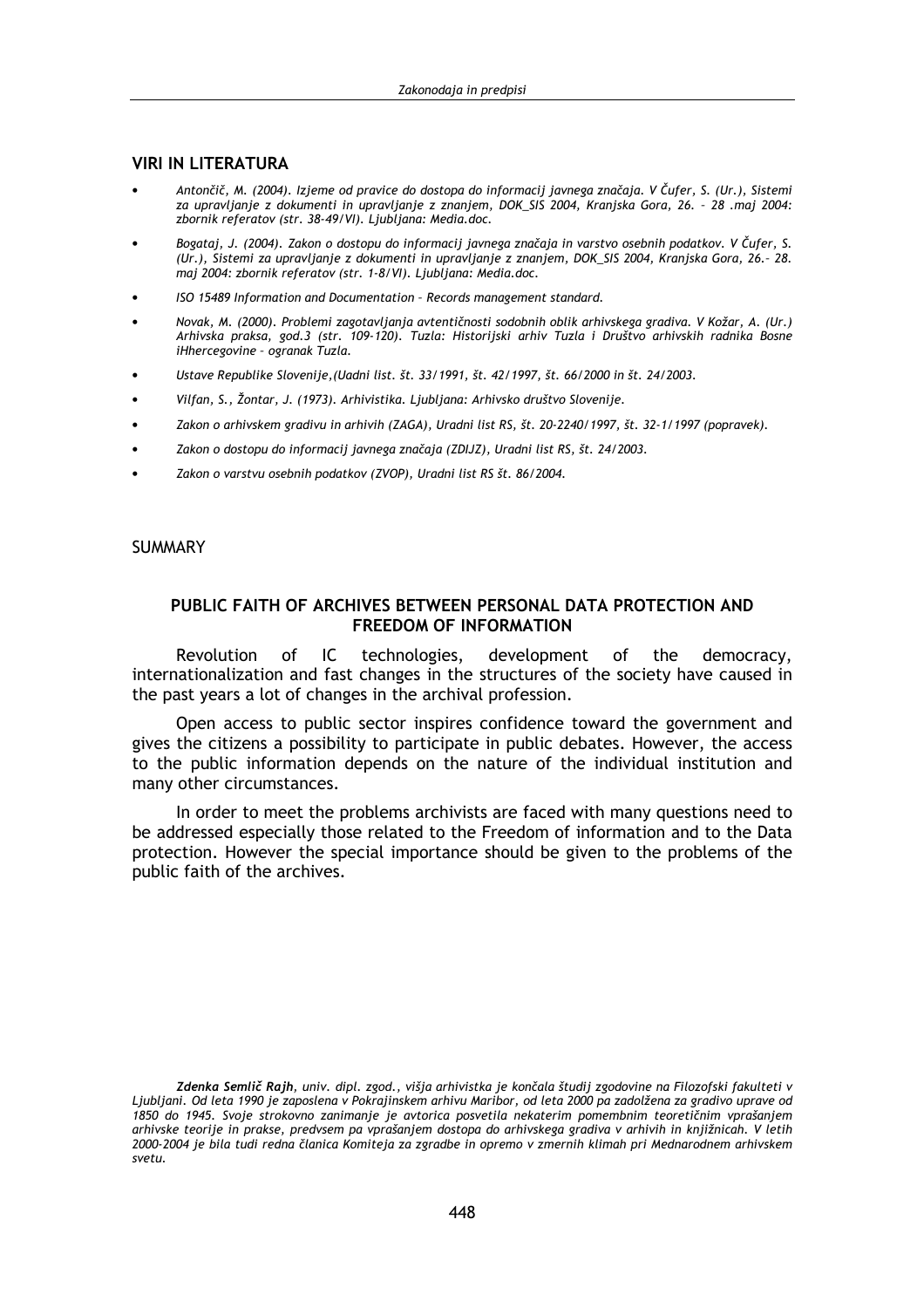## VIRI IN LITERATURA

- *Antončič, M. (2004). Izjeme od pravice do dostopa do informacij javnega značaja. V Čufer, S. (Ur.), Sistemi za upravljanje z dokumenti in upravljanje z znanjem, DOK_SIS 2004, Kranjska Gora, 26. – 28 .maj 2004: zbornik referatov (str. 38-49/VI). Ljubljana: Media.doc.*
- *Bogataj, J. (2004). Zakon o dostopu do informacij javnega značaja in varstvo osebnih podatkov. V Čufer, S. (Ur.), Sistemi za upravljanje z dokumenti in upravljanje z znanjem, DOK_SIS 2004, Kranjska Gora, 26.– 28. maj 2004: zbornik referatov (str. 1-8/VI). Ljubljana: Media.doc.*
- *ISO 15489 Information and Documentation – Records management standard.*
- *Novak, M. (2000). Problemi zagotavljanja avtentičnosti sodobnih oblik arhivskega gradiva. V Kožar, A. (Ur.) Arhivska praksa, god.3 (str. 109-120). Tuzla: Historijski arhiv Tuzla i Društvo arhivskih radnika Bosne iHhercegovine – ogranak Tuzla.*
- *Ustave Republike Slovenije,(Uadni list. št. 33/1991, št. 42/1997, št. 66/2000 in št. 24/2003.*
- *Vilfan, S., Žontar, J. (1973). Arhivistika. Ljubljana: Arhivsko društvo Slovenije.*
- *Zakon o arhivskem gradivu in arhivih (ZAGA), Uradni list RS, št. 20-2240/1997, št. 32-1/1997 (popravek).*
- *Zakon o dostopu do informacij javnega značaja (ZDIJZ), Uradni list RS, št. 24/2003.*
- *Zakon o varstvu osebnih podatkov (ZVOP), Uradni list RS št. 86/2004.*

SUMMARY

### PUBLIC FAITH OF ARCHIVES BETWEEN PERSONAL DATA PROTECTION AND FREEDOM OF INFORMATION

Revolution of IC technologies, development of the democracy, internationalization and fast changes in the structures of the society have caused in the past years a lot of changes in the archival profession.

Open access to public sector inspires confidence toward the government and gives the citizens a possibility to participate in public debates. However, the access to the public information depends on the nature of the individual institution and many other circumstances.

In order to meet the problems archivists are faced with many questions need to be addressed especially those related to the Freedom of information and to the Data protection. However the special importance should be given to the problems of the public faith of the archives.

*__Zdenka Semlič Rajh__, univ. dipl. zgod., višja arhivistka je končala študij zgodovine na Filozofski fakulteti v Ljubljani. Od leta 1990 je zaposlena v Pokrajinskem arhivu Maribor, od leta 2000 pa zadolžena za gradivo uprave od 1850 do 1945. Svoje strokovno zanimanje je avtorica posvetila nekaterim pomembnim teoretičnim vprašanjem arhivske teorije in prakse, predvsem pa vprašanjem dostopa do arhivskega gradiva v arhivih in knjižnicah. V letih 2000-2004 je bila tudi redna članica Komiteja za zgradbe in opremo v zmernih klimah pri Mednarodnem arhivskem svetu.*